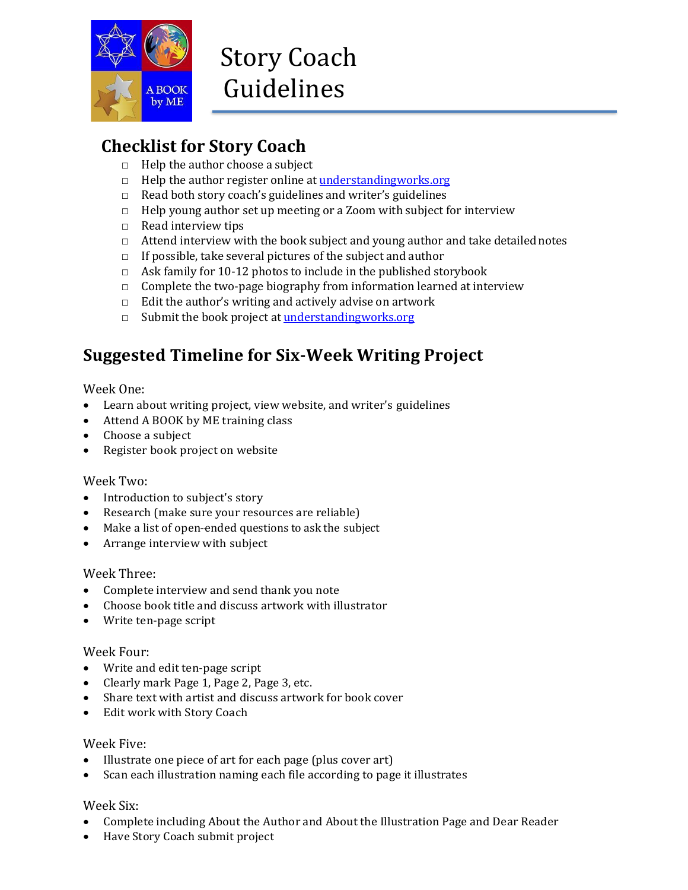# Story Coach Guidelines

## Checklist for Story Coach

- ☐ Help the author choose a subject
- ☐ Help the author register online at [understandingworks.org](understandingworks.org)
- ☐ Read both story coach's guidelines and writer's guidelines
- ☐ Help young author set up meeting or a Zoom with subject for interview
- ☐ Read interview tips
- ☐ Attend interview with the book subject and young author and take detailed notes
- ☐ If possible, take several pictures of the subject and author
- ☐ Ask family for 10-12 photos to include in the published storybook
- ☐ Complete the two-page biography from information learned at interview
- ☐ Edit the author's writing and actively advise on artwork
- ☐ Submit the book project at [understandingworks.org](understandingworks.org)

## Suggested Timeline for Six-Week Writing Project

Week One:

- Learn about writing project, view website, and writer's guidelines
- Attend A BOOK by ME training class
- Choose a subject
- Register book project on website

Week Two:

- Introduction to subject's story
- Research (make sure your resources are reliable)
- Make a list of open-ended questions to ask the subject
- Arrange interview with subject

Week Three:

- Complete interview and send thank you note
- Choose book title and discuss artwork with illustrator
- Write ten-page script

Week Four:

- Write and edit ten-page script
- Clearly mark Page 1, Page 2, Page 3, etc.
- Share text with artist and discuss artwork for book cover
- Edit work with Story Coach

Week Five:

- Illustrate one piece of art for each page (plus cover art)
- Scan each illustration naming each file according to page it illustrates

Week Six:

- Complete including About the Author and About the Illustration Page and Dear Reader
- Have Story Coach submit project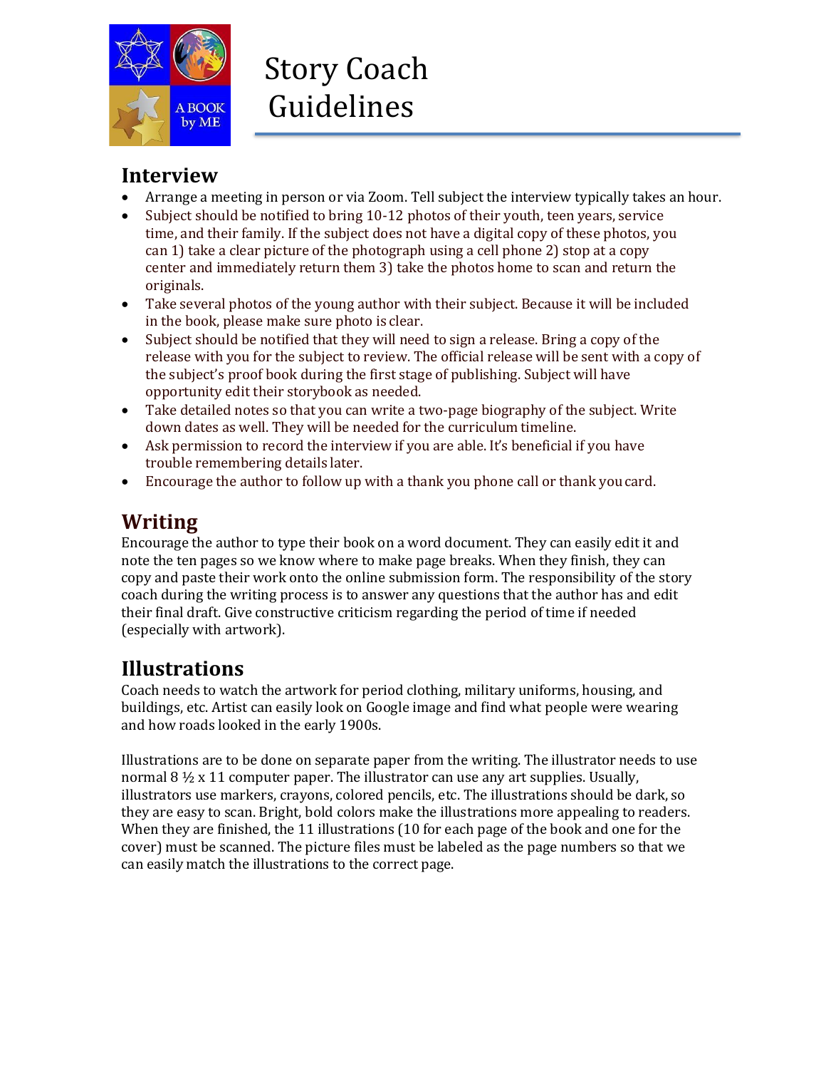# Story Coach Guidelines

## Interview

- Arrange a meeting in person or via Zoom. Tell subject the interview typically takes an hour.
- Subject should be notified to bring 10-12 photos of their youth, teen years, service time, and their family. If the subject does not have a digital copy of these photos, you can 1) take a clear picture of the photograph using a cell phone 2) stop at a copy center and immediately return them 3) take the photos home to scan and return the originals.
- Take several photos of the young author with their subject. Because it will be included in the book, please make sure photo is clear.
- Subject should be notified that they will need to sign a release. Bring a copy of the release with you for the subject to review. The official release will be sent with a copy of the subject's proof book during the first stage of publishing. Subject will have opportunity edit their storybook as needed.
- Take detailed notes so that you can write a two-page biography of the subject. Write down dates as well. They will be needed for the curriculum timeline.
- Ask permission to record the interview if you are able. It's beneficial if you have trouble remembering details later.
- Encourage the author to follow up with a thank you phone call or thank you card.

## Writing

Encourage the author to type their book on a word document. They can easily edit it and note the ten pages so we know where to make page breaks. When they finish, they can copy and paste their work onto the online submission form. The responsibility of the story coach during the writing process is to answer any questions that the author has and edit their final draft. Give constructive criticism regarding the period of time if needed (especially with artwork).

## Illustrations

Coach needs to watch the artwork for period clothing, military uniforms, housing, and buildings, etc. Artist can easily look on Google image and find what people were wearing and how roads looked in the early 1900s.

Illustrations are to be done on separate paper from the writing. The illustrator needs to use normal 8 ½ x 11 computer paper. The illustrator can use any art supplies. Usually, illustrators use markers, crayons, colored pencils, etc. The illustrations should be dark, so they are easy to scan. Bright, bold colors make the illustrations more appealing to readers. When they are finished, the 11 illustrations (10 for each page of the book and one for the cover) must be scanned. The picture files must be labeled as the page numbers so that we can easily match the illustrations to the correct page.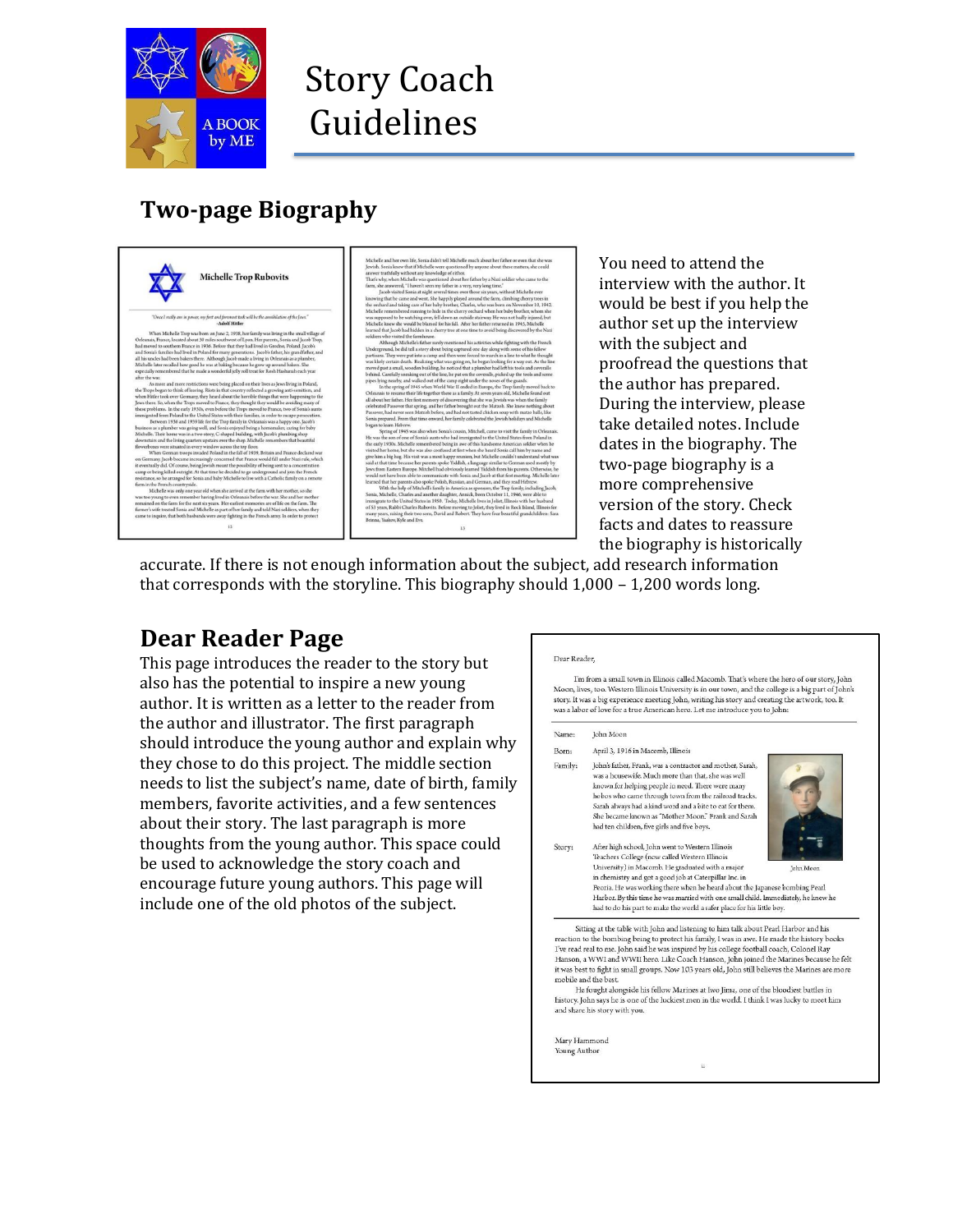# Story Coach Guidelines

## Two-page Biography

You need to attend the interview with the author. It would be best if you help the author set up the interview with the subject and proofread the questions that the author has prepared. During the interview, please take detailed notes. Include dates in the biography. The two-page biography is a more comprehensive version of the story. Check facts and dates to reassure the biography is historically accurate. If there is not enough information about the subject, add research information that corresponds with the storyline. This biography should 1,000 – 1,200 words long.

## Dear Reader Page

This page introduces the reader to the story but also has the potential to inspire a new young author. It is written as a letter to the reader from the author and illustrator. The first paragraph should introduce the young author and explain why they chose to do this project. The middle section needs to list the subject's name, date of birth, family members, favorite activities, and a few sentences about their story. The last paragraph is more thoughts from the young author. This space could be used to acknowledge the story coach and encourage future young authors. This page will include one of the old photos of the subject.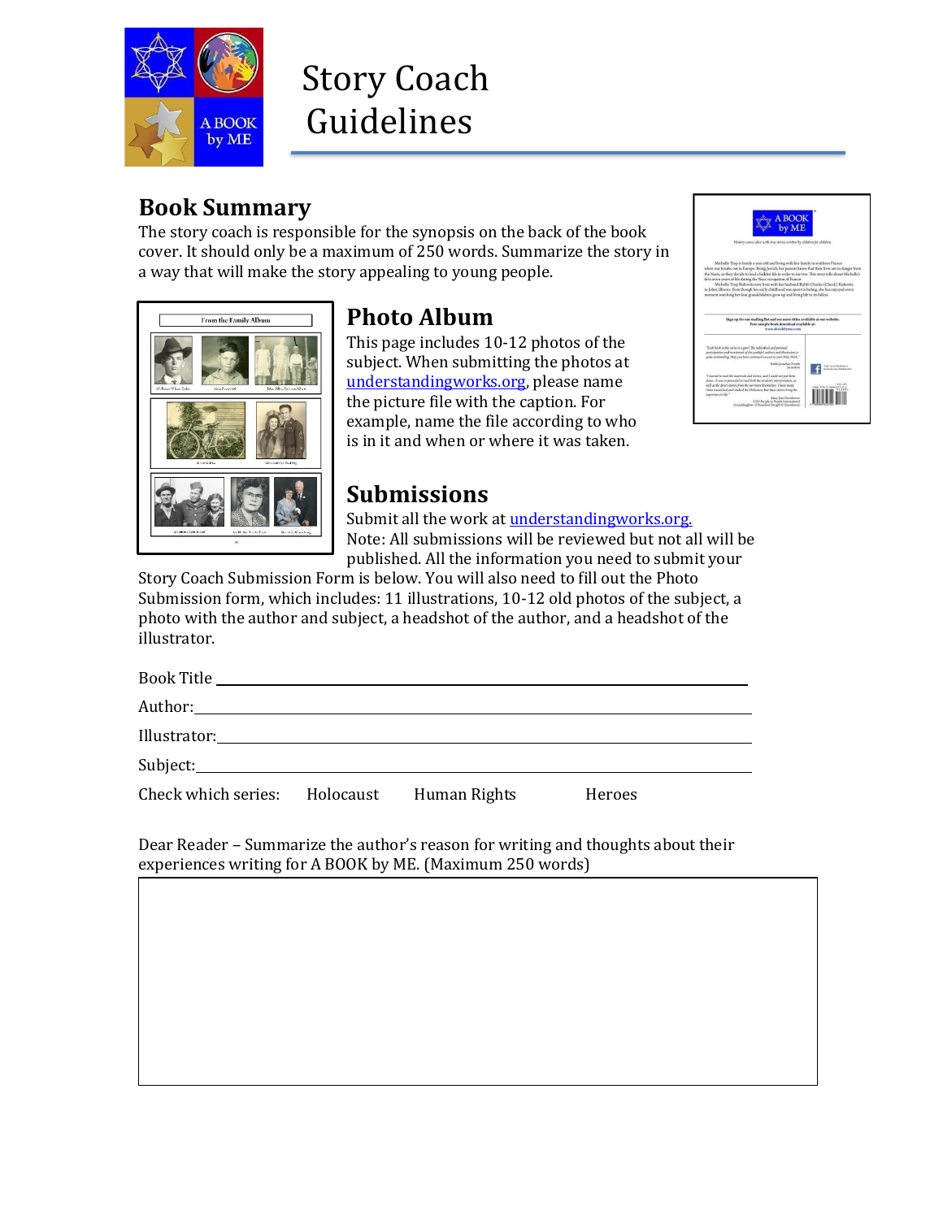# Story Coach Guidelines

## Book Summary

The story coach is responsible for the synopsis on the back of the book cover. It should only be a maximum of 250 words. Summarize the story in a way that will make the story appealing to young people.

## Photo Album

This page includes 10-12 photos of the subject. When submitting the photos at understandingworks.org, please name the picture file with the caption. For example, name the file according to who is in it and when or where it was taken.

## Submissions

Submit all the work at understandingworks.org.

Note: All submissions will be reviewed but not all will be published. All the information you need to submit your Story Coach Submission Form is below. You will also need to fill out the Photo Submission form, which includes: 11 illustrations, 10-12 old photos of the subject, a photo with the author and subject, a headshot of the author, and a headshot of the illustrator.

Book Title ______________________________

Author: ______________________________

Illustrator: ______________________________

Subject: ______________________________

Check which series: Holocaust Human Rights Heroes

Dear Reader – Summarize the author's reason for writing and thoughts about their experiences writing for A BOOK by ME. (Maximum 250 words)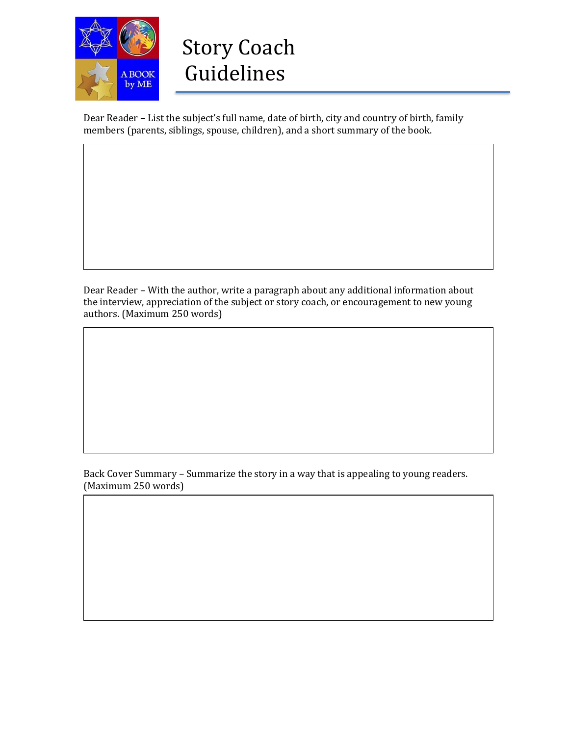# Story Coach Guidelines

Dear Reader – List the subject's full name, date of birth, city and country of birth, family members (parents, siblings, spouse, children), and a short summary of the book.

Dear Reader – With the author, write a paragraph about any additional information about the interview, appreciation of the subject or story coach, or encouragement to new young authors. (Maximum 250 words)

Back Cover Summary – Summarize the story in a way that is appealing to young readers. (Maximum 250 words)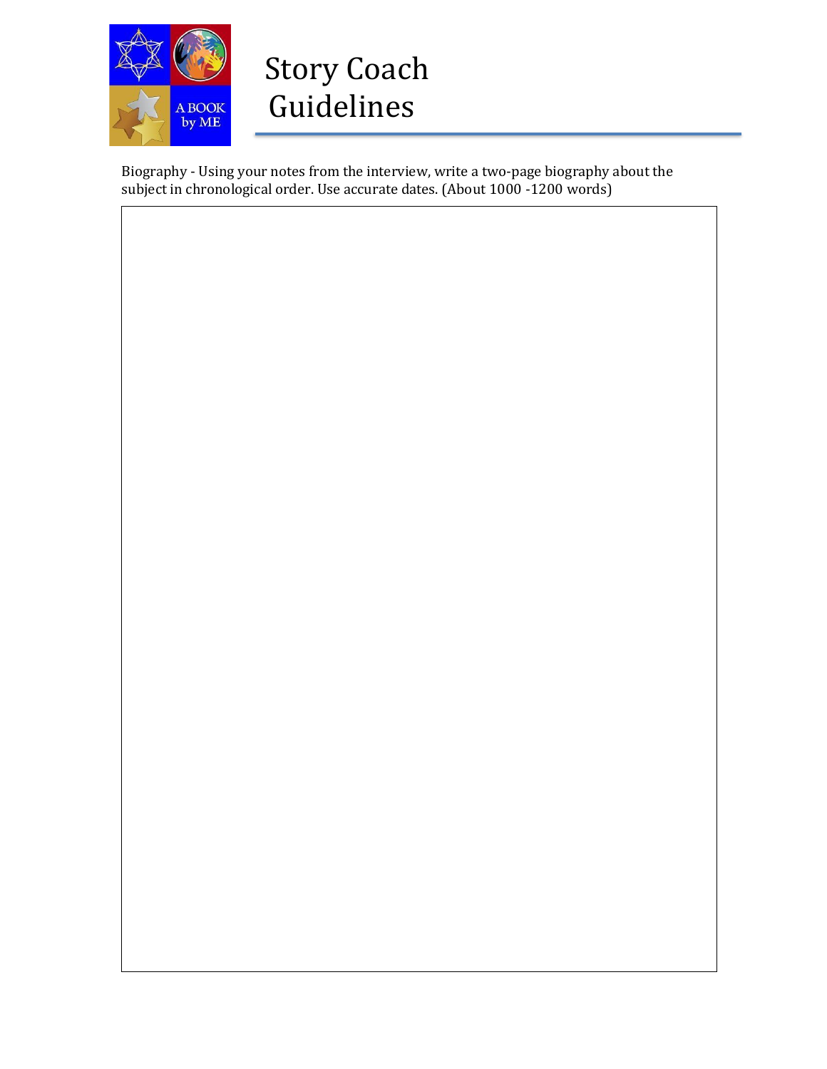# Story Coach Guidelines

Biography - Using your notes from the interview, write a two-page biography about the subject in chronological order. Use accurate dates. (About 1000 -1200 words)